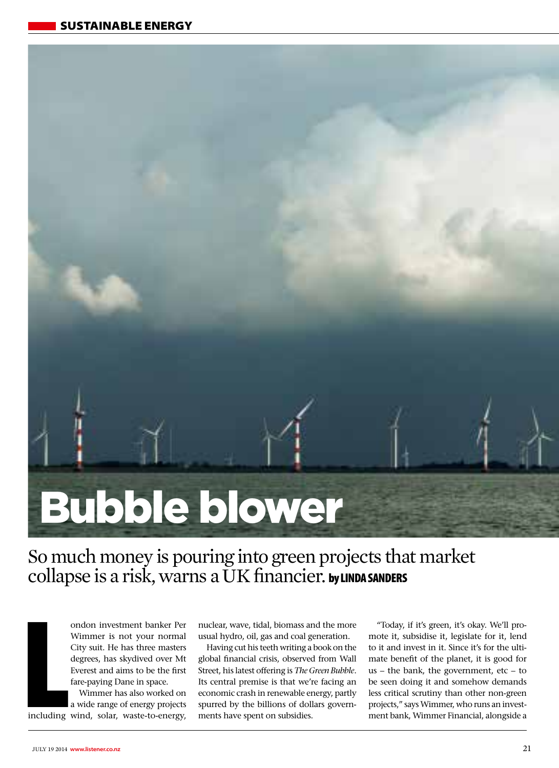# Bubble blower

So much money is pouring into green projects that market collapse is a risk, warns a UK financier. **by LINDA SANDERS**

London investment banker Per Wimmer is not your normal City suit. He has three masters degrees, has skydived over Mt Everest and aims to be the first fare-paying Dane in space.

Wimmer has also worked on a wide range of energy projects including wind, solar, waste-to-energy, nuclear, wave, tidal, biomass and the more usual hydro, oil, gas and coal generation.

Having cut his teeth writing a book on the global financial crisis, observed from Wall Street, his latest offering is *The Green Bubble*. Its central premise is that we're facing an economic crash in renewable energy, partly spurred by the billions of dollars governments have spent on subsidies.

"Today, if it's green, it's okay. We'll promote it, subsidise it, legislate for it, lend to it and invest in it. Since it's for the ultimate benefit of the planet, it is good for us – the bank, the government, etc – to be seen doing it and somehow demands less critical scrutiny than other non-green projects," says Wimmer, who runs an investment bank, Wimmer Financial, alongside a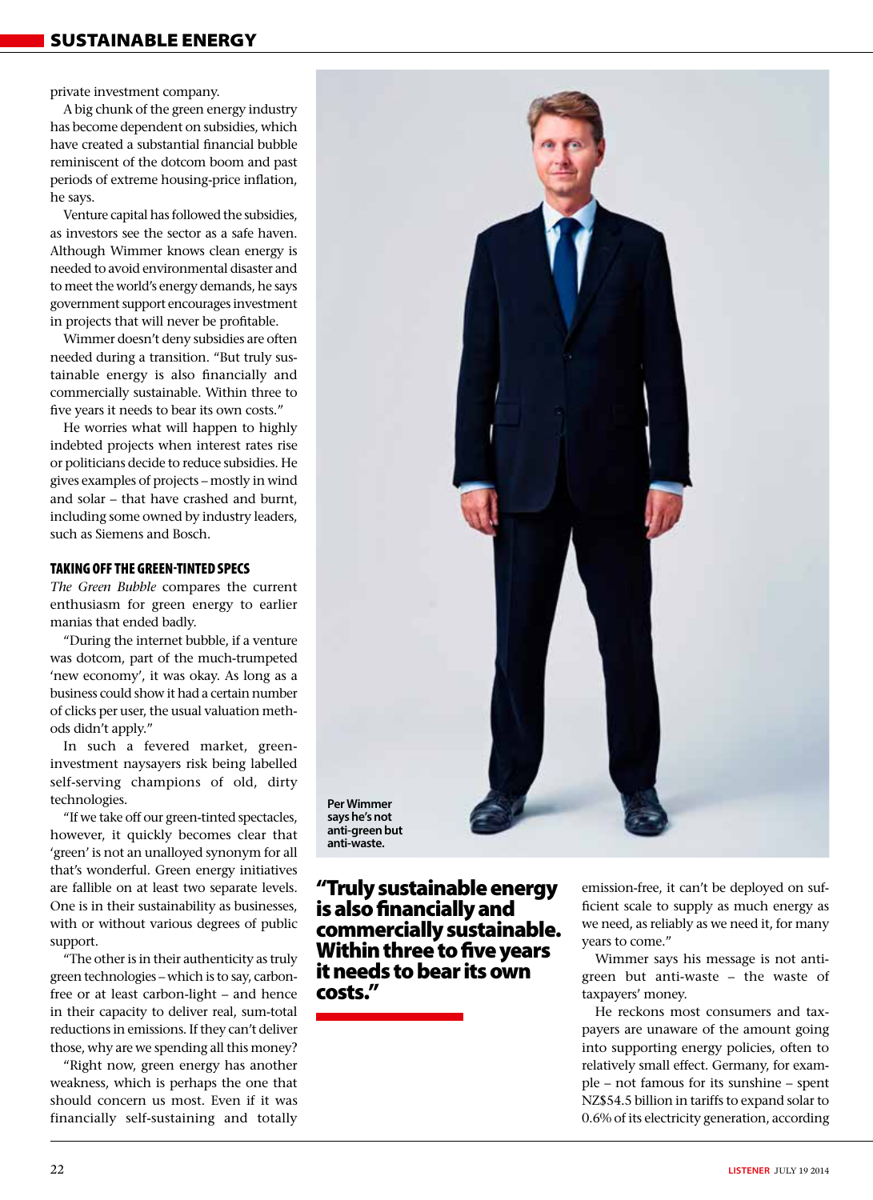private investment company.

A big chunk of the green energy industry has become dependent on subsidies, which have created a substantial financial bubble reminiscent of the dotcom boom and past periods of extreme housing-price inflation, he says.

Venture capital has followed the subsidies, as investors see the sector as a safe haven. Although Wimmer knows clean energy is needed to avoid environmental disaster and to meet the world's energy demands, he says government support encourages investment in projects that will never be profitable.

Wimmer doesn't deny subsidies are often needed during a transition. "But truly sustainable energy is also financially and commercially sustainable. Within three to five years it needs to bear its own costs."

He worries what will happen to highly indebted projects when interest rates rise or politicians decide to reduce subsidies. He gives examples of projects – mostly in wind and solar – that have crashed and burnt, including some owned by industry leaders, such as Siemens and Bosch.

### TAKING OFF THE GREEN-TINTED SPECS

*The Green Bubble* compares the current enthusiasm for green energy to earlier manias that ended badly.

"During the internet bubble, if a venture was dotcom, part of the much-trumpeted 'new economy', it was okay. As long as a business could show it had a certain number of clicks per user, the usual valuation methods didn't apply."

In such a fevered market, green-investment naysayers risk being labelled self-serving champions of old, dirty technologies.

"If we take off our green-tinted spectacles, however, it quickly becomes clear that 'green' is not an unalloyed synonym for all that's wonderful. Green energy initiatives are fallible on at least two separate levels. One is in their sustainability as businesses, with or without various degrees of public support.

"The other is in their authenticity as truly green technologies – which is to say, carbon-free or at least carbon-light – and hence in their capacity to deliver real, sum-total reductions in emissions. If they can't deliver those, why are we spending all this money?

"Right now, green energy has another weakness, which is perhaps the one that should concern us most. Even if it was financially self-sustaining and totally emission-free, it can't be deployed on sufficient scale to supply as much energy as we need, as reliably as we need it, for many years to come."

Per Wimmer says he's not anti-green but anti-waste.

**"Truly sustainable energy is also financially and commercially sustainable. Within three to five years it needs to bear its own costs."**

Wimmer says his message is not anti-green but anti-waste – the waste of taxpayers' money.

He reckons most consumers and taxpayers are unaware of the amount going into supporting energy policies, often to relatively small effect. Germany, for example – not famous for its sunshine – spent NZ$54.5 billion in tariffs to expand solar to 0.6% of its electricity generation, according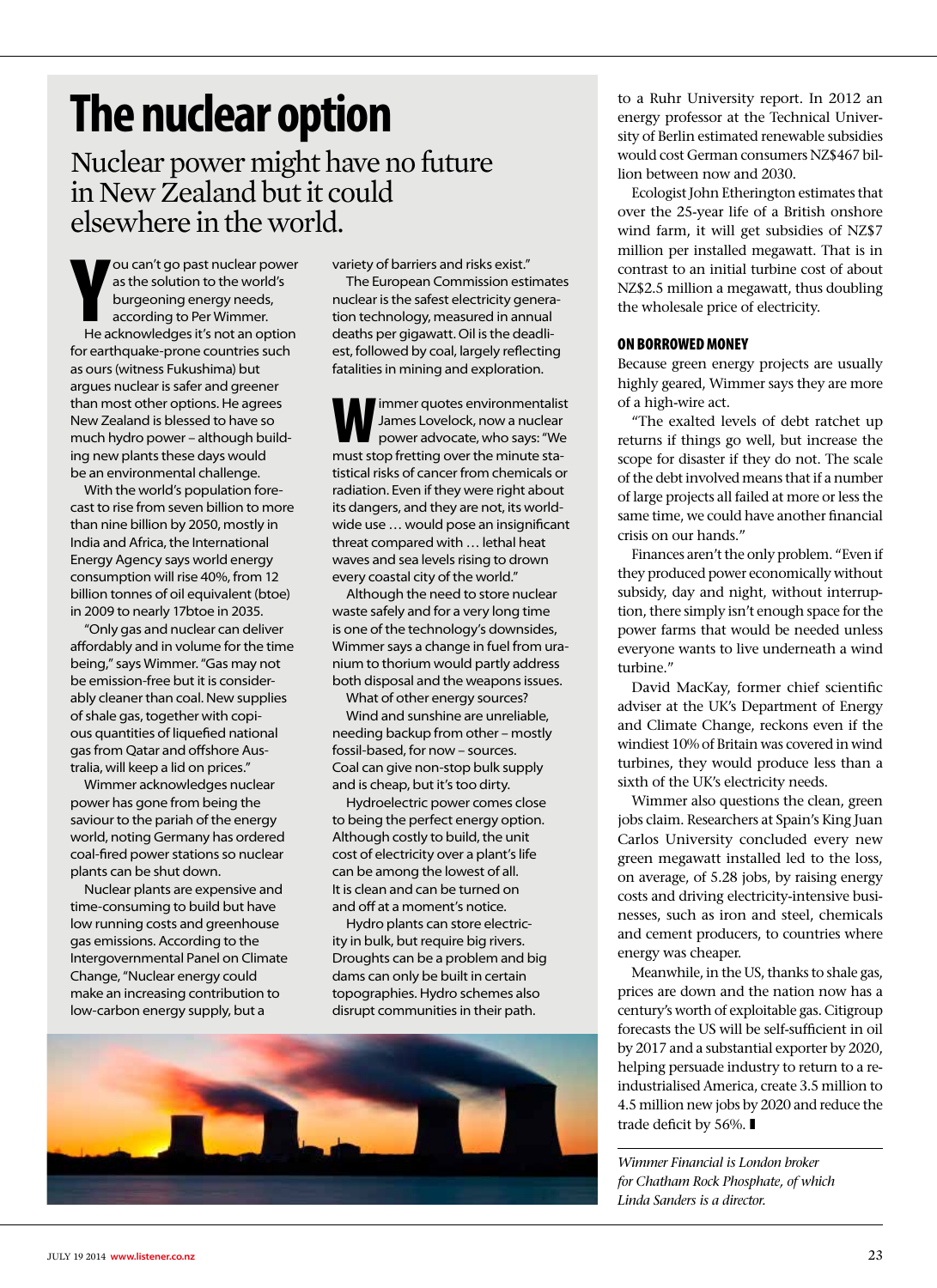# The nuclear option

## Nuclear power might have no future in New Zealand but it could elsewhere in the world.

You can't go past nuclear power as the solution to the world's burgeoning energy needs, according to Per Wimmer.

He acknowledges it's not an option for earthquake-prone countries such as ours (witness Fukushima) but argues nuclear is safer and greener than most other options. He agrees New Zealand is blessed to have so much hydro power – although building new plants these days would be an environmental challenge.

With the world's population forecast to rise from seven billion to more than nine billion by 2050, mostly in India and Africa, the International Energy Agency says world energy consumption will rise 40%, from 12 billion tonnes of oil equivalent (btoe) in 2009 to nearly 17btoe in 2035.

"Only gas and nuclear can deliver affordably and in volume for the time being," says Wimmer. "Gas may not be emission-free but it is considerably cleaner than coal. New supplies of shale gas, together with copious quantities of liquefied national gas from Qatar and offshore Australia, will keep a lid on prices."

Wimmer acknowledges nuclear power has gone from being the saviour to the pariah of the energy world, noting Germany has ordered coal-fired power stations so nuclear plants can be shut down.

Nuclear plants are expensive and time-consuming to build but have low running costs and greenhouse gas emissions. According to the Intergovernmental Panel on Climate Change, "Nuclear energy could make an increasing contribution to low-carbon energy supply, but a variety of barriers and risks exist."

The European Commission estimates nuclear is the safest electricity generation technology, measured in annual deaths per gigawatt. Oil is the deadliest, followed by coal, largely reflecting fatalities in mining and exploration.

Wimmer quotes environmentalist James Lovelock, now a nuclear power advocate, who says: "We must stop fretting over the minute statistical risks of cancer from chemicals or radiation. Even if they were right about its dangers, and they are not, its worldwide use … would pose an insignificant threat compared with … lethal heat waves and sea levels rising to drown every coastal city of the world."

Although the need to store nuclear waste safely and for a very long time is one of the technology's downsides, Wimmer says a change in fuel from uranium to thorium would partly address both disposal and the weapons issues.

What of other energy sources?

Wind and sunshine are unreliable, needing backup from other – mostly fossil-fuel-based, for now – sources. Coal can give non-stop bulk supply and is cheap, but it's too dirty.

Hydroelectric power comes close to being the perfect energy option. Although costly to build, the unit cost of electricity over a plant's life can be among the lowest of all. It is clean and can be turned on and off at a moment's notice.

Hydro plants can store electricity in bulk, but require big rivers. Droughts can be a problem and big dams can only be built in certain topographies. Hydro schemes also disrupt communities in their path.

to a Ruhr University report. In 2012 an energy professor at the Technical University of Berlin estimated renewable subsidies would cost German consumers NZ$467 billion between now and 2030.

Ecologist John Etherington estimates that over the 25-year life of a British onshore wind farm, it will get subsidies of NZ$7 million per installed megawatt. That is in contrast to an initial turbine cost of about NZ$2.5 million a megawatt, thus doubling the wholesale price of electricity.

### ON BORROWED MONEY

Because green energy projects are usually highly geared, Wimmer says they are more of a high-wire act.

"The exalted levels of debt ratchet up returns if things go well, but increase the scope for disaster if they do not. The scale of the debt involved means that if a number of large projects all failed at more or less the same time, we could have another financial crisis on our hands."

Finances aren't the only problem. "Even if they produced power economically without subsidy, day and night, without interruption, there simply isn't enough space for the power farms that would be needed unless everyone wants to live underneath a wind turbine."

David MacKay, former chief scientific adviser at the UK's Department of Energy and Climate Change, reckons even if the windiest 10% of Britain was covered in wind turbines, they would produce less than a sixth of the UK's electricity needs.

Wimmer also questions the clean, green jobs claim. Researchers at Spain's King Juan Carlos University concluded every new green megawatt installed led to the loss, on average, of 5.28 jobs, by raising energy costs and driving electricity-intensive businesses, such as iron and steel, chemicals and cement producers, to countries where energy was cheaper.

Meanwhile, in the US, thanks to shale gas, prices are down and the nation now has a century's worth of exploitable gas. Citigroup forecasts the US will be self-sufficient in oil by 2017 and a substantial exporter by 2020, helping persuade industry to return to a re-industrialised America, create 3.5 million to 4.5 million new jobs by 2020 and reduce the trade deficit by 56%. ∎

*Wimmer Financial is London broker for Chatham Rock Phosphate, of which Linda Sanders is a director.*